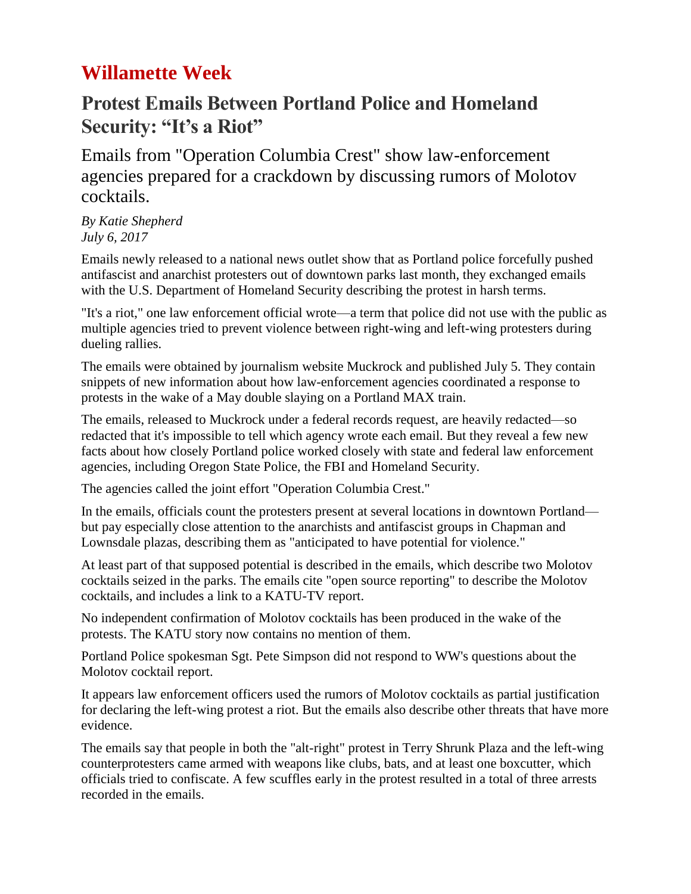# Willamette Week

## Protest Emails Between Portland Police and Homeland Security: "It's a Riot"

### Emails from "Operation Columbia Crest" show law-enforcement agencies prepared for a crackdown by discussing rumors of Molotov cocktails.

*By Katie Shepherd*
*July 6, 2017*

Emails newly released to a national news outlet show that as Portland police forcefully pushed antifascist and anarchist protesters out of downtown parks last month, they exchanged emails with the U.S. Department of Homeland Security describing the protest in harsh terms.

"It's a riot," one law enforcement official wrote—a term that police did not use with the public as multiple agencies tried to prevent violence between right-wing and left-wing protesters during dueling rallies.

The emails were obtained by journalism website Muckrock and published July 5. They contain snippets of new information about how law-enforcement agencies coordinated a response to protests in the wake of a May double slaying on a Portland MAX train.

The emails, released to Muckrock under a federal records request, are heavily redacted—so redacted that it's impossible to tell which agency wrote each email. But they reveal a few new facts about how closely Portland police worked closely with state and federal law enforcement agencies, including Oregon State Police, the FBI and Homeland Security.

The agencies called the joint effort "Operation Columbia Crest."

In the emails, officials count the protesters present at several locations in downtown Portland—but pay especially close attention to the anarchists and antifascist groups in Chapman and Lownsdale plazas, describing them as "anticipated to have potential for violence."

At least part of that supposed potential is described in the emails, which describe two Molotov cocktails seized in the parks. The emails cite "open source reporting" to describe the Molotov cocktails, and includes a link to a KATU-TV report.

No independent confirmation of Molotov cocktails has been produced in the wake of the protests. The KATU story now contains no mention of them.

Portland Police spokesman Sgt. Pete Simpson did not respond to WW's questions about the Molotov cocktail report.

It appears law enforcement officers used the rumors of Molotov cocktails as partial justification for declaring the left-wing protest a riot. But the emails also describe other threats that have more evidence.

The emails say that people in both the "alt-right" protest in Terry Shrunk Plaza and the left-wing counterprotesters came armed with weapons like clubs, bats, and at least one boxcutter, which officials tried to confiscate. A few scuffles early in the protest resulted in a total of three arrests recorded in the emails.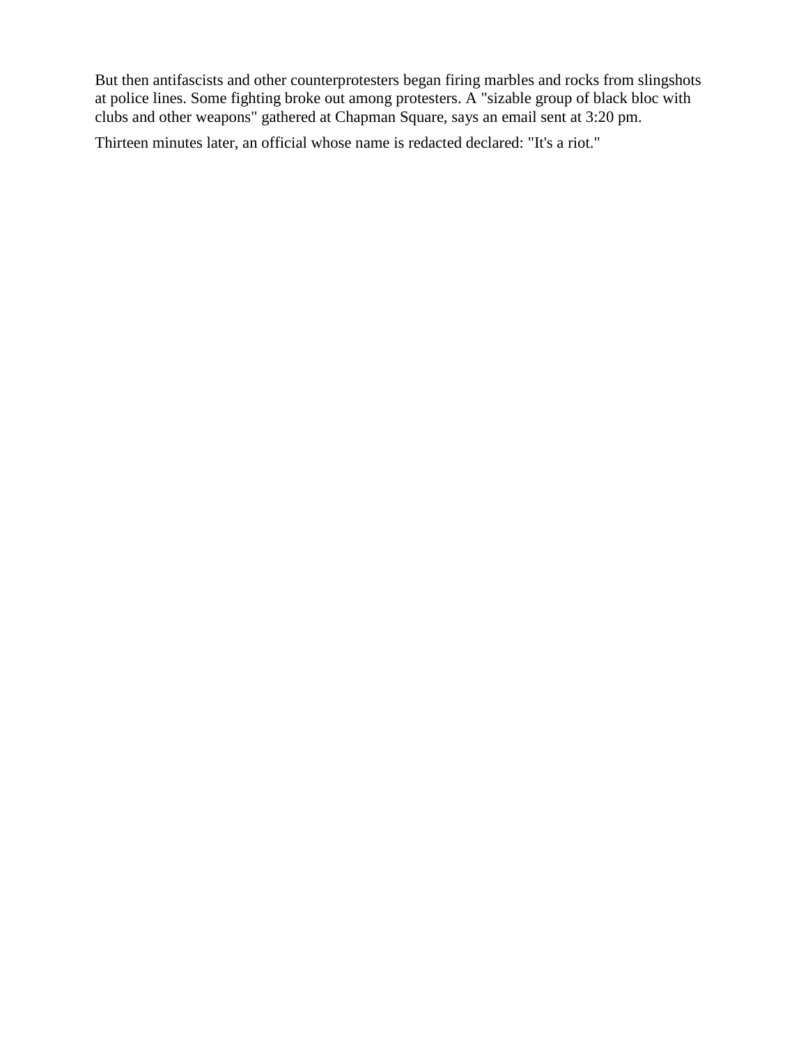But then antifascists and other counterprotesters began firing marbles and rocks from slingshots at police lines. Some fighting broke out among protesters. A "sizable group of black bloc with clubs and other weapons" gathered at Chapman Square, says an email sent at 3:20 pm.

Thirteen minutes later, an official whose name is redacted declared: "It's a riot."